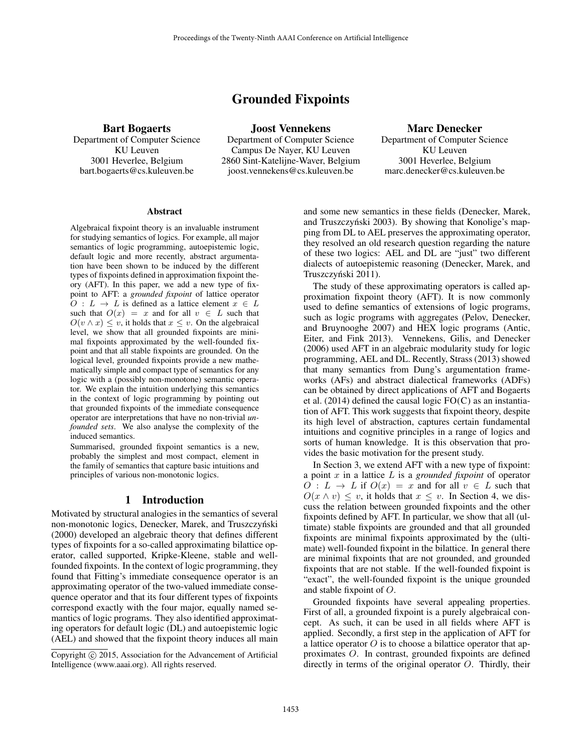# Grounded Fixpoints

**Bart Bogaerts**
Department of Computer Science
KU Leuven
3001 Heverlee, Belgium
bart.bogaerts@cs.kuleuven.be

**Joost Vennekens**
Department of Computer Science
Campus De Nayer, KU Leuven
2860 Sint-Katelijne-Waver, Belgium
joost.vennekens@cs.kuleuven.be

**Marc Denecker**
Department of Computer Science
KU Leuven
3001 Heverlee, Belgium
marc.denecker@cs.kuleuven.be

## Abstract

Algebraical fixpoint theory is an invaluable instrument for studying semantics of logics. For example, all major semantics of logic programming, autoepistemic logic, default logic and more recently, abstract argumentation have been shown to be induced by the different types of fixpoints defined in approximation fixpoint theory (AFT). In this paper, we add a new type of fixpoint to AFT: a *grounded fixpoint* of lattice operator $O : L \rightarrow L$ is defined as a lattice element $x \in L$ such that $O(x) = x$ and for all $v \in L$ such that $O(v \wedge x) \leq v$, it holds that $x \leq v$. On the algebraical level, we show that all grounded fixpoints are minimal fixpoints approximated by the well-founded fixpoint and that all stable fixpoints are grounded. On the logical level, grounded fixpoints provide a new mathematically simple and compact type of semantics for any logic with a (possibly non-monotone) semantic operator. We explain the intuition underlying this semantics in the context of logic programming by pointing out that grounded fixpoints of the immediate consequence operator are interpretations that have no non-trivial *unfounded sets*. We also analyse the complexity of the induced semantics.

Summarised, grounded fixpoint semantics is a new, probably the simplest and most compact, element in the family of semantics that capture basic intuitions and principles of various non-monotonic logics.

## 1 Introduction

Motivated by structural analogies in the semantics of several non-monotonic logics, Denecker, Marek, and Truszczyński (2000) developed an algebraic theory that defines different types of fixpoints for a so-called approximating bilattice operator, called supported, Kripke-Kleene, stable and well-founded fixpoints. In the context of logic programming, they found that Fitting's immediate consequence operator is an approximating operator of the two-valued immediate consequence operator and that its four different types of fixpoints correspond exactly with the four major, equally named semantics of logic programs. They also identified approximating operators for default logic (DL) and autoepistemic logic (AEL) and showed that the fixpoint theory induces all main and some new semantics in these fields (Denecker, Marek, and Truszczyński 2003). By showing that Konolige's mapping from DL to AEL preserves the approximating operator, they resolved an old research question regarding the nature of these two logics: AEL and DL are "just" two different dialects of autoepistemic reasoning (Denecker, Marek, and Truszczyński 2011).

The study of these approximating operators is called approximation fixpoint theory (AFT). It is now commonly used to define semantics of extensions of logic programs, such as logic programs with aggregates (Pelov, Denecker, and Bruynooghe 2007) and HEX logic programs (Antic, Eiter, and Fink 2013). Vennekens, Gilis, and Denecker (2006) used AFT in an algebraic modularity study for logic programming, AEL and DL. Recently, Strass (2013) showed that many semantics from Dung's argumentation frameworks (AFs) and abstract dialectical frameworks (ADFs) can be obtained by direct applications of AFT and Bogaerts et al. (2014) defined the causal logic FO(C) as an instantiation of AFT. This work suggests that fixpoint theory, despite its high level of abstraction, captures certain fundamental intuitions and cognitive principles in a range of logics and sorts of human knowledge. It is this observation that provides the basic motivation for the present study.

In Section 3, we extend AFT with a new type of fixpoint: a point $x$ in a lattice $L$ is a *grounded fixpoint* of operator $O : L \rightarrow L$ if $O(x) = x$ and for all $v \in L$ such that $O(x \wedge v) \leq v$, it holds that $x \leq v$. In Section 4, we discuss the relation between grounded fixpoints and the other fixpoints defined by AFT. In particular, we show that all (ultimate) stable fixpoints are grounded and that all grounded fixpoints are minimal fixpoints approximated by the (ultimate) well-founded fixpoint in the bilattice. In general there are minimal fixpoints that are not grounded, and grounded fixpoints that are not stable. If the well-founded fixpoint is "exact", the well-founded fixpoint is the unique grounded and stable fixpoint of $O$.

Grounded fixpoints have several appealing properties. First of all, a grounded fixpoint is a purely algebraical concept. As such, it can be used in all fields where AFT is applied. Secondly, a first step in the application of AFT for a lattice operator $O$ is to choose a bilattice operator that approximates $O$. In contrast, grounded fixpoints are defined directly in terms of the original operator $O$. Thirdly, their

Copyright © 2015, Association for the Advancement of Artificial Intelligence (www.aaai.org). All rights reserved.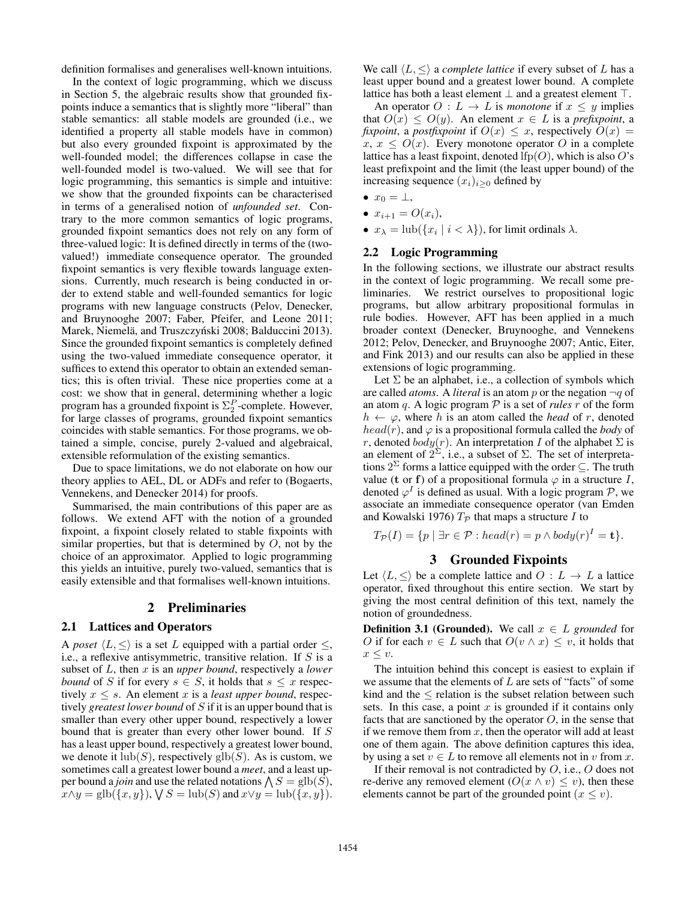definition formalises and generalises well-known intuitions.

In the context of logic programming, which we discuss in Section 5, the algebraic results show that grounded fixpoints induce a semantics that is slightly more "liberal" than stable semantics: all stable models are grounded (i.e., we identified a property all stable models have in common) but also every grounded fixpoint is approximated by the well-founded model; the differences collapse in case the well-founded model is two-valued. We will see that for logic programming, this semantics is simple and intuitive: we show that the grounded fixpoints can be characterised in terms of a generalised notion of *unfounded set*. Contrary to the more common semantics of logic programs, grounded fixpoint semantics does not rely on any form of three-valued logic: It is defined directly in terms of the (two-valued!) immediate consequence operator. The grounded fixpoint semantics is very flexible towards language extensions. Currently, much research is being conducted in order to extend stable and well-founded semantics for logic programs with new language constructs (Pelov, Denecker, and Bruynooghe 2007; Faber, Pfeifer, and Leone 2011; Marek, Niemelä, and Truszczyński 2008; Balduccini 2013). Since the grounded fixpoint semantics is completely defined using the two-valued immediate consequence operator, it suffices to extend this operator to obtain an extended semantics; this is often trivial. These nice properties come at a cost: we show that in general, determining whether a logic program has a grounded fixpoint is $\Sigma_2^P$-complete. However, for large classes of programs, grounded fixpoint semantics coincides with stable semantics. For those programs, we obtained a simple, concise, purely 2-valued and algebraical, extensible reformulation of the existing semantics.

Due to space limitations, we do not elaborate on how our theory applies to AEL, DL or ADFs and refer to (Bogaerts, Vennekens, and Denecker 2014) for proofs.

Summarised, the main contributions of this paper are as follows. We extend AFT with the notion of a grounded fixpoint, a fixpoint closely related to stable fixpoints with similar properties, but that is determined by $O$, not by the choice of an approximator. Applied to logic programming this yields an intuitive, purely two-valued, semantics that is easily extensible and that formalises well-known intuitions.

## 2 Preliminaries

### 2.1 Lattices and Operators

A *poset* $\langle L, \leq \rangle$ is a set $L$ equipped with a partial order $\leq$, i.e., a reflexive antisymmetric, transitive relation. If $S$ is a subset of $L$, then $x$ is an *upper bound*, respectively a *lower bound* of $S$ if for every $s \in S$, it holds that $s \leq x$ respectively $x \leq s$. An element $x$ is a *least upper bound*, respectively *greatest lower bound* of $S$ if it is an upper bound that is smaller than every other upper bound, respectively a lower bound that is greater than every other lower bound. If $S$ has a least upper bound, respectively a greatest lower bound, we denote it $\text{lub}(S)$, respectively $\text{glb}(S)$. As is custom, we sometimes call a greatest lower bound a *meet*, and a least upper bound a *join* and use the related notations $\bigwedge S = \text{glb}(S)$, $x \wedge y = \text{glb}(\{x, y\})$, $\bigvee S = \text{lub}(S)$ and $x \vee y = \text{lub}(\{x, y\})$. We call $\langle L, \leq \rangle$ a *complete lattice* if every subset of $L$ has a least upper bound and a greatest lower bound. A complete lattice has both a least element $\bot$ and a greatest element $\top$.

An operator $O : L \to L$ is *monotone* if $x \leq y$ implies that $O(x) \leq O(y)$. An element $x \in L$ is a *prefixpoint*, a *fixpoint*, a *postfixpoint* if $O(x) \leq x$, respectively $O(x) = x$, $x \leq O(x)$. Every monotone operator $O$ in a complete lattice has a least fixpoint, denoted $\text{lfp}(O)$, which is also $O$'s least prefixpoint and the limit (the least upper bound) of the increasing sequence $(x_i)_{i \geq 0}$ defined by

- $x_0 = \bot$,
- $x_{i+1} = O(x_i)$,
- $x_\lambda = \text{lub}(\{x_i \mid i < \lambda\})$, for limit ordinals $\lambda$.

### 2.2 Logic Programming

In the following sections, we illustrate our abstract results in the context of logic programming. We recall some preliminaries. We restrict ourselves to propositional logic programs, but allow arbitrary propositional formulas in rule bodies. However, AFT has been applied in a much broader context (Denecker, Bruynooghe, and Vennekens 2012; Pelov, Denecker, and Bruynooghe 2007; Antic, Eiter, and Fink 2013) and our results can also be applied in these extensions of logic programming.

Let $\Sigma$ be an alphabet, i.e., a collection of symbols which are called *atoms*. A *literal* is an atom $p$ or the negation $\neg q$ of an atom $q$. A logic program $\mathcal{P}$ is a set of *rules* $r$ of the form $h \leftarrow \varphi$, where $h$ is an atom called the *head* of $r$, denoted $head(r)$, and $\varphi$ is a propositional formula called the *body* of $r$, denoted $body(r)$. An interpretation $I$ of the alphabet $\Sigma$ is an element of $2^\Sigma$, i.e., a subset of $\Sigma$. The set of interpretations $2^\Sigma$ forms a lattice equipped with the order $\subseteq$. The truth value ($\mathbf{t}$ or $\mathbf{f}$) of a propositional formula $\varphi$ in a structure $I$, denoted $\varphi^I$ is defined as usual. With a logic program $\mathcal{P}$, we associate an immediate consequence operator (van Emden and Kowalski 1976) $T_\mathcal{P}$ that maps a structure $I$ to

$$T_\mathcal{P}(I) = \{p \mid \exists r \in \mathcal{P} : head(r) = p \wedge body(r)^I = \mathbf{t}\}.$$

## 3 Grounded Fixpoints

Let $\langle L, \leq \rangle$ be a complete lattice and $O : L \to L$ a lattice operator, fixed throughout this entire section. We start by giving the most central definition of this text, namely the notion of groundedness.

**Definition 3.1 (Grounded).** We call $x \in L$ *grounded* for $O$ if for each $v \in L$ such that $O(v \wedge x) \leq v$, it holds that $x \leq v$.

The intuition behind this concept is easiest to explain if we assume that the elements of $L$ are sets of "facts" of some kind and the $\leq$ relation is the subset relation between such sets. In this case, a point $x$ is grounded if it contains only facts that are sanctioned by the operator $O$, in the sense that if we remove them from $x$, then the operator will add at least one of them again. The above definition captures this idea, by using a set $v \in L$ to remove all elements not in $v$ from $x$.

If their removal is not contradicted by $O$, i.e., $O$ does not re-derive any removed element ($O(x \wedge v) \leq v$), then these elements cannot be part of the grounded point ($x \leq v$).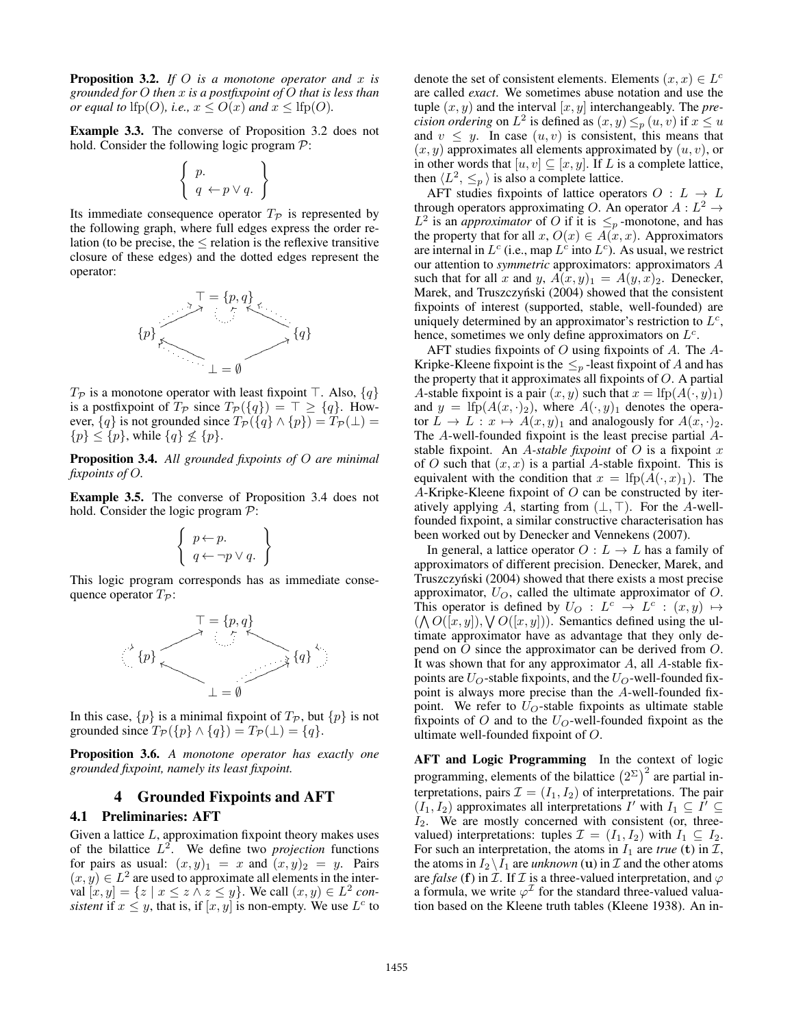**Proposition 3.2.** *If $O$ is a monotone operator and $x$ is grounded for $O$ then $x$ is a postfixpoint of $O$ that is less than or equal to $\text{lfp}(O)$, i.e., $x \leq O(x)$ and $x \leq \text{lfp}(O)$.*

**Example 3.3.** The converse of Proposition 3.2 does not hold. Consider the following logic program $\mathcal{P}$:

$$\left\{ \begin{array}{l} p. \\ q \leftarrow p \vee q. \end{array} \right\}$$

Its immediate consequence operator $T_\mathcal{P}$ is represented by the following graph, where full edges express the order relation (to be precise, the $\leq$ relation is the reflexive transitive closure of these edges) and the dotted edges represent the operator:

$T_\mathcal{P}$ is a monotone operator with least fixpoint $\top$. Also, $\{q\}$ is a postfixpoint of $T_\mathcal{P}$ since $T_\mathcal{P}(\{q\}) = \top \geq \{q\}$. However, $\{q\}$ is not grounded since $T_\mathcal{P}(\{q\} \wedge \{p\}) = T_\mathcal{P}(\bot) = \{p\} \leq \{p\}$, while $\{q\} \not\leq \{p\}$.

**Proposition 3.4.** *All grounded fixpoints of $O$ are minimal fixpoints of $O$.*

**Example 3.5.** The converse of Proposition 3.4 does not hold. Consider the logic program $\mathcal{P}$:

$$\left\{ \begin{array}{l} p \leftarrow p. \\ q \leftarrow \neg p \vee q. \end{array} \right\}$$

This logic program corresponds has as immediate consequence operator $T_\mathcal{P}$:

In this case, $\{p\}$ is a minimal fixpoint of $T_\mathcal{P}$, but $\{p\}$ is not grounded since $T_\mathcal{P}(\{p\} \wedge \{q\}) = T_\mathcal{P}(\bot) = \{q\}$.

**Proposition 3.6.** *A monotone operator has exactly one grounded fixpoint, namely its least fixpoint.*

# 4 Grounded Fixpoints and AFT

## 4.1 Preliminaries: AFT

Given a lattice $L$, approximation fixpoint theory makes uses of the bilattice $L^2$. We define two *projection* functions for pairs as usual: $(x, y)_1 = x$ and $(x, y)_2 = y$. Pairs $(x, y) \in L^2$ are used to approximate all elements in the interval $[x, y] = \{z \mid x \leq z \wedge z \leq y\}$. We call $(x, y) \in L^2$ *consistent* if $x \leq y$, that is, if $[x, y]$ is non-empty. We use $L^c$ to denote the set of consistent elements. Elements $(x, x) \in L^c$ are called *exact*. We sometimes abuse notation and use the tuple $(x, y)$ and the interval $[x, y]$ interchangeably. The *precision ordering* on $L^2$ is defined as $(x, y) \leq_p (u, v)$ if $x \leq u$ and $v \leq y$. In case $(u, v)$ is consistent, this means that $(x, y)$ approximates all elements approximated by $(u, v)$, or in other words that $[u, v] \subseteq [x, y]$. If $L$ is a complete lattice, then $\langle L^2, \leq_p \rangle$ is also a complete lattice.

AFT studies fixpoints of lattice operators $O : L \to L$ through operators approximating $O$. An operator $A : L^2 \to L^2$ is an *approximator* of $O$ if it is $\leq_p$-monotone, and has the property that for all $x$, $O(x) \in A(x, x)$. Approximators are internal in $L^c$ (i.e., map $L^c$ into $L^c$). As usual, we restrict our attention to *symmetric* approximators: approximators $A$ such that for all $x$ and $y$, $A(x, y)_1 = A(y, x)_2$. Denecker, Marek, and Truszczyński (2004) showed that the consistent fixpoints of interest (supported, stable, well-founded) are uniquely determined by an approximator's restriction to $L^c$, hence, sometimes we only define approximators on $L^c$.

AFT studies fixpoints of $O$ using fixpoints of $A$. The $A$-Kripke-Kleene fixpoint is the $\leq_p$-least fixpoint of $A$ and has the property that it approximates all fixpoints of $O$. A partial $A$-stable fixpoint is a pair $(x, y)$ such that $x = \text{lfp}(A(\cdot, y)_1)$ and $y = \text{lfp}(A(x, \cdot)_2)$, where $A(\cdot, y)_1$ denotes the operator $L \to L : x \mapsto A(x, y)_1$ and analogously for $A(x, \cdot)_2$. The $A$-well-founded fixpoint is the least precise partial $A$-stable fixpoint. An *$A$-stable fixpoint* of $O$ is a fixpoint $x$ of $O$ such that $(x, x)$ is a partial $A$-stable fixpoint. This is equivalent with the condition that $x = \text{lfp}(A(\cdot, x)_1)$. The $A$-Kripke-Kleene fixpoint of $O$ can be constructed by iteratively applying $A$, starting from $(\bot, \top)$. For the $A$-well-founded fixpoint, a similar constructive characterisation has been worked out by Denecker and Vennekens (2007).

In general, a lattice operator $O : L \to L$ has a family of approximators of different precision. Denecker, Marek, and Truszczyński (2004) showed that there exists a most precise approximator, $U_O$, called the ultimate approximator of $O$. This operator is defined by $U_O : L^c \to L^c : (x, y) \mapsto (\bigwedge O([x, y]), \bigvee O([x, y]))$. Semantics defined using the ultimate approximator have as advantage that they only depend on $O$ since the approximator can be derived from $O$. It was shown that for any approximator $A$, all $A$-stable fixpoints are $U_O$-stable fixpoints, and the $U_O$-well-founded fixpoint is always more precise than the $A$-well-founded fixpoint. We refer to $U_O$-stable fixpoints as ultimate stable fixpoints of $O$ and to the $U_O$-well-founded fixpoint as the ultimate well-founded fixpoint of $O$.

**AFT and Logic Programming** In the context of logic programming, elements of the bilattice $\left(2^\Sigma\right)^2$ are partial interpretations, pairs $\mathcal{I} = (I_1, I_2)$ of interpretations. The pair $(I_1, I_2)$ approximates all interpretations $I'$ with $I_1 \subseteq I' \subseteq I_2$. We are mostly concerned with consistent (or, three-valued) interpretations: tuples $\mathcal{I} = (I_1, I_2)$ with $I_1 \subseteq I_2$. For such an interpretation, the atoms in $I_1$ are *true* ($\mathbf{t}$) in $\mathcal{I}$, the atoms in $I_2 \setminus I_1$ are *unknown* ($\mathbf{u}$) in $\mathcal{I}$ and the other atoms are *false* ($\mathbf{f}$) in $\mathcal{I}$. If $\mathcal{I}$ is a three-valued interpretation, and $\varphi$ a formula, we write $\varphi^\mathcal{I}$ for the standard three-valued valuation based on the Kleene truth tables (Kleene 1938). An in-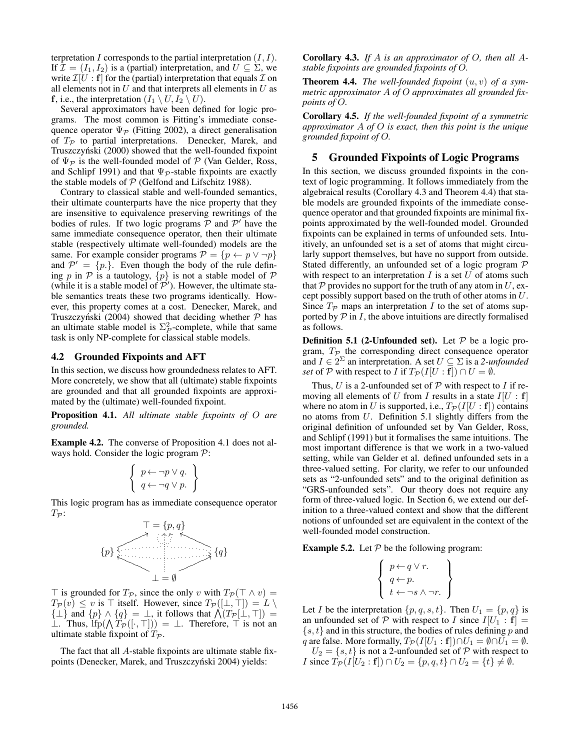terpretation $I$ corresponds to the partial interpretation $(I, I)$. If $\mathcal{I} = (I_1, I_2)$ is a (partial) interpretation, and $U \subseteq \Sigma$, we write $\mathcal{I}[U : \mathbf{f}]$ for the (partial) interpretation that equals $\mathcal{I}$ on all elements not in $U$ and that interprets all elements in $U$ as $\mathbf{f}$, i.e., the interpretation $(I_1 \setminus U, I_2 \setminus U)$.

Several approximators have been defined for logic programs. The most common is Fitting's immediate consequence operator $\Psi_{\mathcal{P}}$ (Fitting 2002), a direct generalisation of $T_{\mathcal{P}}$ to partial interpretations. Denecker, Marek, and Truszczyński (2000) showed that the well-founded fixpoint of $\Psi_{\mathcal{P}}$ is the well-founded model of $\mathcal{P}$ (Van Gelder, Ross, and Schlipf 1991) and that $\Psi_{\mathcal{P}}$-stable fixpoints are exactly the stable models of $\mathcal{P}$ (Gelfond and Lifschitz 1988).

Contrary to classical stable and well-founded semantics, their ultimate counterparts have the nice property that they are insensitive to equivalence preserving rewritings of the bodies of rules. If two logic programs $\mathcal{P}$ and $\mathcal{P}'$ have the same immediate consequence operator, then their ultimate stable (respectively ultimate well-founded) models are the same. For example consider programs $\mathcal{P} = \{p \leftarrow p \lor \neg p\}$ and $\mathcal{P}' = \{p.\}$. Even though the body of the rule defining $p$ in $\mathcal{P}$ is a tautology, $\{p\}$ is not a stable model of $\mathcal{P}$ (while it is a stable model of $\mathcal{P}'$). However, the ultimate stable semantics treats these two programs identically. However, this property comes at a cost. Denecker, Marek, and Truszczyński (2004) showed that deciding whether $\mathcal{P}$ has an ultimate stable model is $\Sigma^2_P$-complete, while that same task is only NP-complete for classical stable models.

## 4.2 Grounded Fixpoints and AFT

In this section, we discuss how groundedness relates to AFT. More concretely, we show that all (ultimate) stable fixpoints are grounded and that all grounded fixpoints are approximated by the (ultimate) well-founded fixpoint.

**Proposition 4.1.** *All ultimate stable fixpoints of $O$ are grounded.*

**Example 4.2.** The converse of Proposition 4.1 does not always hold. Consider the logic program $\mathcal{P}$:

$$\left\{ \begin{array}{l} p \leftarrow \neg p \lor q. \\ q \leftarrow \neg q \lor p. \end{array} \right\}$$

This logic program has as immediate consequence operator $T_{\mathcal{P}}$:

$$\top = \{p, q\} \qquad \{p\} \qquad \{q\} \qquad \bot = \emptyset$$

$\top$ is grounded for $T_{\mathcal{P}}$, since the only $v$ with $T_{\mathcal{P}}(\top \wedge v) = T_{\mathcal{P}}(v) \leq v$ is $\top$ itself. However, since $T_{\mathcal{P}}([\bot, \top]) = L \setminus \{\bot\}$ and $\{p\} \wedge \{q\} = \bot$, it follows that $\bigwedge(T_{\mathcal{P}}[\bot, \top]) = \bot$. Thus, $\mathrm{lfp}(\bigwedge T_{\mathcal{P}}([\cdot, \top])) = \bot$. Therefore, $\top$ is not an ultimate stable fixpoint of $T_{\mathcal{P}}$.

The fact that all $A$-stable fixpoints are ultimate stable fixpoints (Denecker, Marek, and Truszczyński 2004) yields:

**Corollary 4.3.** *If $A$ is an approximator of $O$, then all $A$-stable fixpoints are grounded fixpoints of $O$.*

**Theorem 4.4.** *The well-founded fixpoint $(u, v)$ of a symmetric approximator $A$ of $O$ approximates all grounded fixpoints of $O$.*

**Corollary 4.5.** *If the well-founded fixpoint of a symmetric approximator $A$ of $O$ is exact, then this point is the unique grounded fixpoint of $O$.*

# 5 Grounded Fixpoints of Logic Programs

In this section, we discuss grounded fixpoints in the context of logic programming. It follows immediately from the algebraical results (Corollary 4.3 and Theorem 4.4) that stable models are grounded fixpoints of the immediate consequence operator and that grounded fixpoints are minimal fixpoints approximated by the well-founded model. Grounded fixpoints can be explained in terms of unfounded sets. Intuitively, an unfounded set is a set of atoms that might circularly support themselves, but have no support from outside. Stated differently, an unfounded set of a logic program $\mathcal{P}$ with respect to an interpretation $I$ is a set $U$ of atoms such that $\mathcal{P}$ provides no support for the truth of any atom in $U$, except possibly support based on the truth of other atoms in $U$. Since $T_{\mathcal{P}}$ maps an interpretation $I$ to the set of atoms supported by $\mathcal{P}$ in $I$, the above intuitions are directly formalised as follows.

**Definition 5.1 (2-Unfounded set).** Let $\mathcal{P}$ be a logic program, $T_{\mathcal{P}}$ the corresponding direct consequence operator and $I \in 2^{\Sigma}$ an interpretation. A set $U \subseteq \Sigma$ is a *2-unfounded set* of $\mathcal{P}$ with respect to $I$ if $T_{\mathcal{P}}(I[U : \mathbf{f}]) \cap U = \emptyset$.

Thus, $U$ is a 2-unfounded set of $\mathcal{P}$ with respect to $I$ if removing all elements of $U$ from $I$ results in a state $I[U : \mathbf{f}]$ where no atom in $U$ is supported, i.e., $T_{\mathcal{P}}(I[U : \mathbf{f}])$ contains no atoms from $U$. Definition 5.1 slightly differs from the original definition of unfounded set by Van Gelder, Ross, and Schlipf (1991) but it formalises the same intuitions. The most important difference is that we work in a two-valued setting, while van Gelder et al. defined unfounded sets in a three-valued setting. For clarity, we refer to our unfounded sets as "2-unfounded sets" and to the original definition as "GRS-unfounded sets". Our theory does not require any form of three-valued logic. In Section 6, we extend our definition to a three-valued context and show that the different notions of unfounded set are equivalent in the context of the well-founded model construction.

**Example 5.2.** Let $\mathcal{P}$ be the following program:

$$\left\{ \begin{array}{l} p \leftarrow q \lor r. \\ q \leftarrow p. \\ t \leftarrow \neg s \land \neg r. \end{array} \right\}$$

Let $I$ be the interpretation $\{p, q, s, t\}$. Then $U_1 = \{p, q\}$ is an unfounded set of $\mathcal{P}$ with respect to $I$ since $I[U_1 : \mathbf{f}] = \{s, t\}$ and in this structure, the bodies of rules defining $p$ and $q$ are false. More formally, $T_{\mathcal{P}}(I[U_1 : \mathbf{f}]) \cap U_1 = \emptyset \cap U_1 = \emptyset$.

$U_2 = \{s, t\}$ is not a 2-unfounded set of $\mathcal{P}$ with respect to $I$ since $T_{\mathcal{P}}(I[U_2 : \mathbf{f}]) \cap U_2 = \{p, q, t\} \cap U_2 = \{t\} \neq \emptyset$.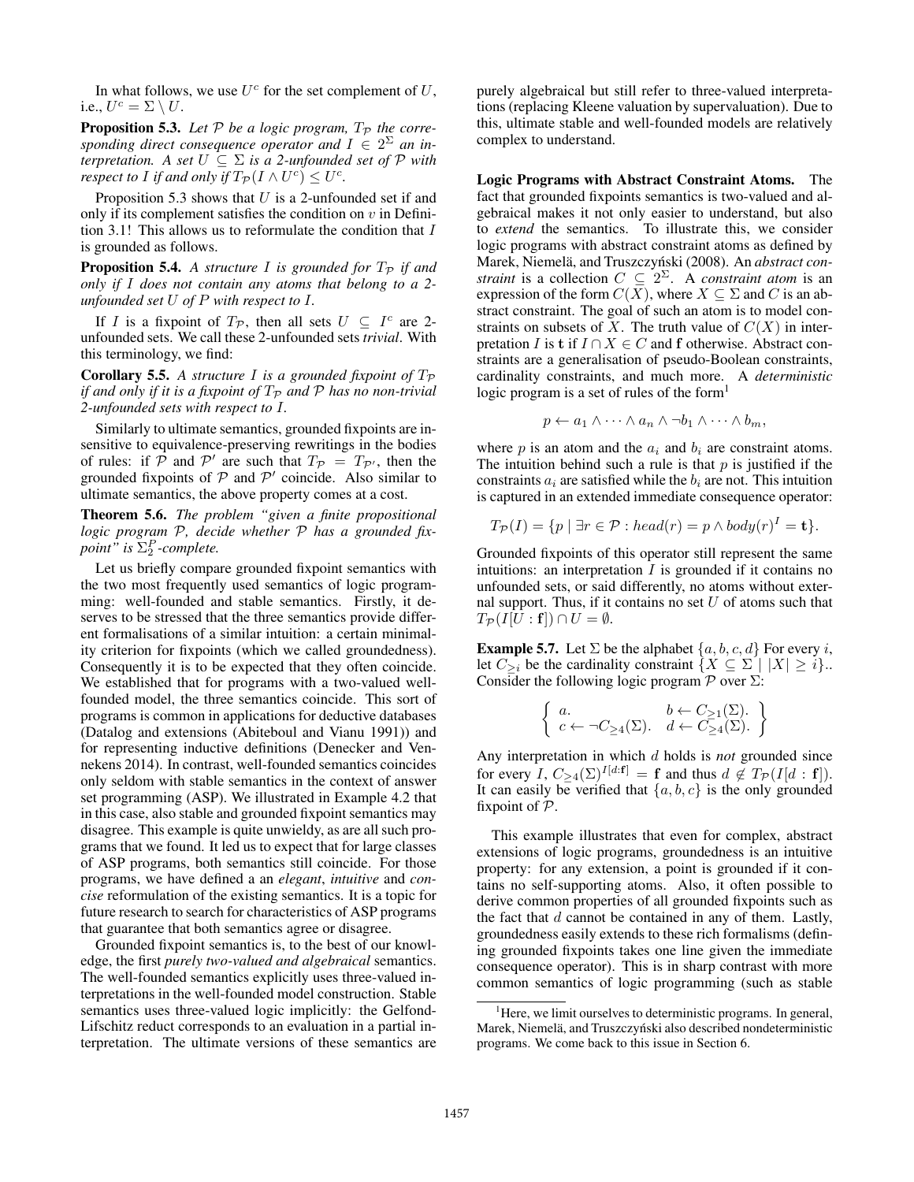In what follows, we use $U^c$ for the set complement of $U$, i.e., $U^c = \Sigma \setminus U$.

**Proposition 5.3.** *Let $\mathcal{P}$ be a logic program, $T_\mathcal{P}$ the corresponding direct consequence operator and $I \in 2^\Sigma$ an interpretation. A set $U \subseteq \Sigma$ is a 2-unfounded set of $\mathcal{P}$ with respect to $I$ if and only if $T_\mathcal{P}(I \wedge U^c) \leq U^c$.*

Proposition 5.3 shows that $U$ is a 2-unfounded set if and only if its complement satisfies the condition on $v$ in Definition 3.1! This allows us to reformulate the condition that $I$ is grounded as follows.

**Proposition 5.4.** *A structure $I$ is grounded for $T_\mathcal{P}$ if and only if $I$ does not contain any atoms that belong to a 2-unfounded set $U$ of $P$ with respect to $I$.*

If $I$ is a fixpoint of $T_\mathcal{P}$, then all sets $U \subseteq I^c$ are 2-unfounded sets. We call these 2-unfounded sets *trivial*. With this terminology, we find:

**Corollary 5.5.** *A structure $I$ is a grounded fixpoint of $T_\mathcal{P}$ if and only if it is a fixpoint of $T_\mathcal{P}$ and $\mathcal{P}$ has no non-trivial 2-unfounded sets with respect to $I$.*

Similarly to ultimate semantics, grounded fixpoints are insensitive to equivalence-preserving rewritings in the bodies of rules: if $\mathcal{P}$ and $\mathcal{P}'$ are such that $T_\mathcal{P} = T_{\mathcal{P}'}$, then the grounded fixpoints of $\mathcal{P}$ and $\mathcal{P}'$ coincide. Also similar to ultimate semantics, the above property comes at a cost.

**Theorem 5.6.** *The problem "given a finite propositional logic program $\mathcal{P}$, decide whether $\mathcal{P}$ has a grounded fixpoint" is $\Sigma_2^P$-complete.*

Let us briefly compare grounded fixpoint semantics with the two most frequently used semantics of logic programming: well-founded and stable semantics. Firstly, it deserves to be stressed that the three semantics provide different formalisations of a similar intuition: a certain minimality criterion for fixpoints (which we called groundedness). Consequently it is to be expected that they often coincide. We established that for programs with a two-valued well-founded model, the three semantics coincide. This sort of programs is common in applications for deductive databases (Datalog and extensions (Abiteboul and Vianu 1991)) and for representing inductive definitions (Denecker and Vennekens 2014). In contrast, well-founded semantics coincides only seldom with stable semantics in the context of answer set programming (ASP). We illustrated in Example 4.2 that in this case, also stable and grounded fixpoint semantics may disagree. This example is quite unwieldy, as are all such programs that we found. It led us to expect that for large classes of ASP programs, both semantics still coincide. For those programs, we have defined a an *elegant*, *intuitive* and *concise* reformulation of the existing semantics. It is a topic for future research to search for characteristics of ASP programs that guarantee that both semantics agree or disagree.

Grounded fixpoint semantics is, to the best of our knowledge, the first *purely two-valued and algebraical* semantics. The well-founded semantics explicitly uses three-valued interpretations in the well-founded model construction. Stable semantics uses three-valued logic implicitly: the Gelfond-Lifschitz reduct corresponds to an evaluation in a partial interpretation. The ultimate versions of these semantics are purely algebraical but still refer to three-valued interpretations (replacing Kleene valuation by supervaluation). Due to this, ultimate stable and well-founded models are relatively complex to understand.

**Logic Programs with Abstract Constraint Atoms.** The fact that grounded fixpoints semantics is two-valued and algebraical makes it not only easier to understand, but also to *extend* the semantics. To illustrate this, we consider logic programs with abstract constraint atoms as defined by Marek, Niemelä, and Truszczyński (2008). An *abstract constraint* is a collection $C \subseteq 2^\Sigma$. A *constraint atom* is an expression of the form $C(X)$, where $X \subseteq \Sigma$ and $C$ is an abstract constraint. The goal of such an atom is to model constraints on subsets of $X$. The truth value of $C(X)$ in interpretation $I$ is $\mathbf{t}$ if $I \cap X \in C$ and $\mathbf{f}$ otherwise. Abstract constraints are a generalisation of pseudo-Boolean constraints, cardinality constraints, and much more. A *deterministic* logic program is a set of rules of the form[1]

$$p \leftarrow a_1 \wedge \cdots \wedge a_n \wedge \neg b_1 \wedge \cdots \wedge b_m,$$

where $p$ is an atom and the $a_i$ and $b_i$ are constraint atoms. The intuition behind such a rule is that $p$ is justified if the constraints $a_i$ are satisfied while the $b_i$ are not. This intuition is captured in an extended immediate consequence operator:

$$T_\mathcal{P}(I) = \{p \mid \exists r \in \mathcal{P} : head(r) = p \wedge body(r)^I = \mathbf{t}\}.$$

Grounded fixpoints of this operator still represent the same intuitions: an interpretation $I$ is grounded if it contains no unfounded sets, or said differently, no atoms without external support. Thus, if it contains no set $U$ of atoms such that $T_\mathcal{P}(I[U:\mathbf{f}]) \cap U = \emptyset$.

**Example 5.7.** Let $\Sigma$ be the alphabet $\{a, b, c, d\}$ For every $i$, let $C_{\geq i}$ be the cardinality constraint $\{X \subseteq \Sigma \mid |X| \geq i\}$.. Consider the following logic program $\mathcal{P}$ over $\Sigma$:

$$\left\{ \begin{array}{ll} a. & b \leftarrow C_{\geq 1}(\Sigma). \\ c \leftarrow \neg C_{\geq 4}(\Sigma). & d \leftarrow C_{\geq 4}(\Sigma). \end{array} \right\}$$

Any interpretation in which $d$ holds is *not* grounded since for every $I$, $C_{\geq 4}(\Sigma)^{I[d:\mathbf{f}]} = \mathbf{f}$ and thus $d \notin T_\mathcal{P}(I[d:\mathbf{f}])$. It can easily be verified that $\{a, b, c\}$ is the only grounded fixpoint of $\mathcal{P}$.

This example illustrates that even for complex, abstract extensions of logic programs, groundedness is an intuitive property: for any extension, a point is grounded if it contains no self-supporting atoms. Also, it often possible to derive common properties of all grounded fixpoints such as the fact that $d$ cannot be contained in any of them. Lastly, groundedness easily extends to these rich formalisms (defining grounded fixpoints takes one line given the immediate consequence operator). This is in sharp contrast with more common semantics of logic programming (such as stable

[1] Here, we limit ourselves to deterministic programs. In general, Marek, Niemelä, and Truszczyński also described nondeterministic programs. We come back to this issue in Section 6.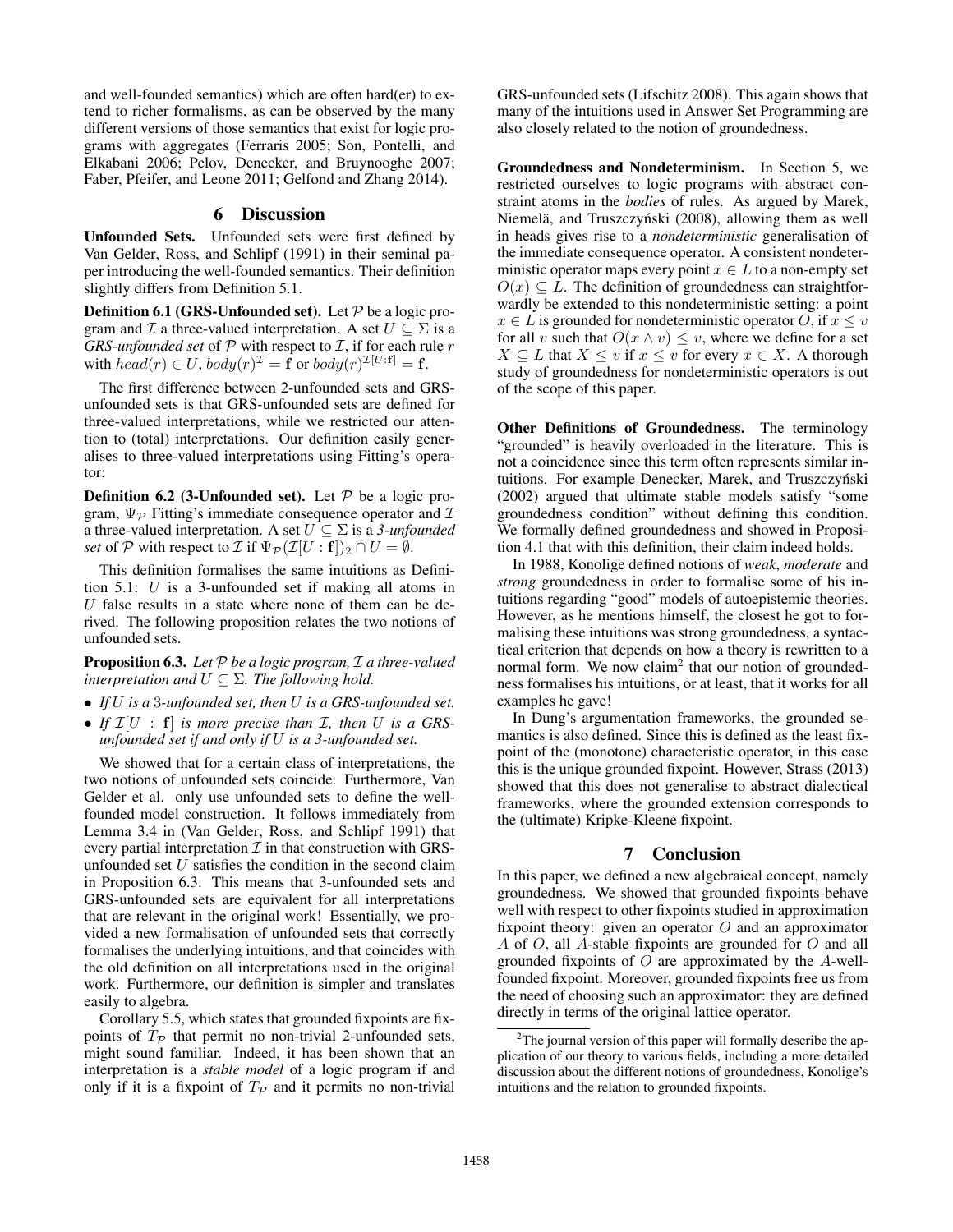and well-founded semantics) which are often hard(er) to extend to richer formalisms, as can be observed by the many different versions of those semantics that exist for logic programs with aggregates (Ferraris 2005; Son, Pontelli, and Elkabani 2006; Pelov, Denecker, and Bruynooghe 2007; Faber, Pfeifer, and Leone 2011; Gelfond and Zhang 2014).

## 6 Discussion

**Unfounded Sets.** Unfounded sets were first defined by Van Gelder, Ross, and Schlipf (1991) in their seminal paper introducing the well-founded semantics. Their definition slightly differs from Definition 5.1.

**Definition 6.1 (GRS-Unfounded set).** Let $\mathcal{P}$ be a logic program and $\mathcal{I}$ a three-valued interpretation. A set $U \subseteq \Sigma$ is a *GRS-unfounded set* of $\mathcal{P}$ with respect to $\mathcal{I}$, if for each rule $r$ with $head(r) \in U$, $body(r)^{\mathcal{I}} = \mathbf{f}$ or $body(r)^{\mathcal{I}[U:\mathbf{f}]} = \mathbf{f}$.

The first difference between 2-unfounded sets and GRS-unfounded sets is that GRS-unfounded sets are defined for three-valued interpretations, while we restricted our attention to (total) interpretations. Our definition easily generalises to three-valued interpretations using Fitting's operator:

**Definition 6.2 (3-Unfounded set).** Let $\mathcal{P}$ be a logic program, $\Psi_{\mathcal{P}}$ Fitting's immediate consequence operator and $\mathcal{I}$ a three-valued interpretation. A set $U \subseteq \Sigma$ is a *3-unfounded set* of $\mathcal{P}$ with respect to $\mathcal{I}$ if $\Psi_{\mathcal{P}}(\mathcal{I}[U : \mathbf{f}])_2 \cap U = \emptyset$.

This definition formalises the same intuitions as Definition 5.1: $U$ is a 3-unfounded set if making all atoms in $U$ false results in a state where none of them can be derived. The following proposition relates the two notions of unfounded sets.

**Proposition 6.3.** *Let $\mathcal{P}$ be a logic program, $\mathcal{I}$ a three-valued interpretation and $U \subseteq \Sigma$. The following hold.*

- *If $U$ is a 3-unfounded set, then $U$ is a GRS-unfounded set.*
- *If $\mathcal{I}[U : \mathbf{f}]$ is more precise than $\mathcal{I}$, then $U$ is a GRS-unfounded set if and only if $U$ is a 3-unfounded set.*

We showed that for a certain class of interpretations, the two notions of unfounded sets coincide. Furthermore, Van Gelder et al. only use unfounded sets to define the well-founded model construction. It follows immediately from Lemma 3.4 in (Van Gelder, Ross, and Schlipf 1991) that every partial interpretation $\mathcal{I}$ in that construction with GRS-unfounded set $U$ satisfies the condition in the second claim in Proposition 6.3. This means that 3-unfounded sets and GRS-unfounded sets are equivalent for all interpretations that are relevant in the original work! Essentially, we provided a new formalisation of unfounded sets that correctly formalises the underlying intuitions, and that coincides with the old definition on all interpretations used in the original work. Furthermore, our definition is simpler and translates easily to algebra.

Corollary 5.5, which states that grounded fixpoints are fixpoints of $T_{\mathcal{P}}$ that permit no non-trivial 2-unfounded sets, might sound familiar. Indeed, it has been shown that an interpretation is a *stable model* of a logic program if and only if it is a fixpoint of $T_{\mathcal{P}}$ and it permits no non-trivial GRS-unfounded sets (Lifschitz 2008). This again shows that many of the intuitions used in Answer Set Programming are also closely related to the notion of groundedness.

**Groundedness and Nondeterminism.** In Section 5, we restricted ourselves to logic programs with abstract constraint atoms in the *bodies* of rules. As argued by Marek, Niemelä, and Truszczyński (2008), allowing them as well in heads gives rise to a *nondeterministic* generalisation of the immediate consequence operator. A consistent nondeterministic operator maps every point $x \in L$ to a non-empty set $O(x) \subseteq L$. The definition of groundedness can straightforwardly be extended to this nondeterministic setting: a point $x \in L$ is grounded for nondeterministic operator $O$, if $x \leq v$ for all $v$ such that $O(x \wedge v) \leq v$, where we define for a set $X \subseteq L$ that $X \leq v$ if $x \leq v$ for every $x \in X$. A thorough study of groundedness for nondeterministic operators is out of the scope of this paper.

**Other Definitions of Groundedness.** The terminology "grounded" is heavily overloaded in the literature. This is not a coincidence since this term often represents similar intuitions. For example Denecker, Marek, and Truszczyński (2002) argued that ultimate stable models satisfy "some groundedness condition" without defining this condition. We formally defined groundedness and showed in Proposition 4.1 that with this definition, their claim indeed holds.

In 1988, Konolige defined notions of *weak*, *moderate* and *strong* groundedness in order to formalise some of his intuitions regarding "good" models of autoepistemic theories. However, as he mentions himself, the closest he got to formalising these intuitions was strong groundedness, a syntactical criterion that depends on how a theory is rewritten to a normal form. We now claim[2] that our notion of groundedness formalises his intuitions, or at least, that it works for all examples he gave!

In Dung's argumentation frameworks, the grounded semantics is also defined. Since this is defined as the least fixpoint of the (monotone) characteristic operator, in this case this is the unique grounded fixpoint. However, Strass (2013) showed that this does not generalise to abstract dialectical frameworks, where the grounded extension corresponds to the (ultimate) Kripke-Kleene fixpoint.

## 7 Conclusion

In this paper, we defined a new algebraical concept, namely groundedness. We showed that grounded fixpoints behave well with respect to other fixpoints studied in approximator fixpoint theory: given an operator $O$ and an approximator $A$ of $O$, all $A$-stable fixpoints are grounded for $O$ and all grounded fixpoints of $O$ are approximated by the $A$-well-founded fixpoint. Moreover, grounded fixpoints free us from the need of choosing such an approximator: they are defined directly in terms of the original lattice operator.

[2] The journal version of this paper will formally describe the application of our theory to various fields, including a more detailed discussion about the different notions of groundedness, Konolige's intuitions and the relation to grounded fixpoints.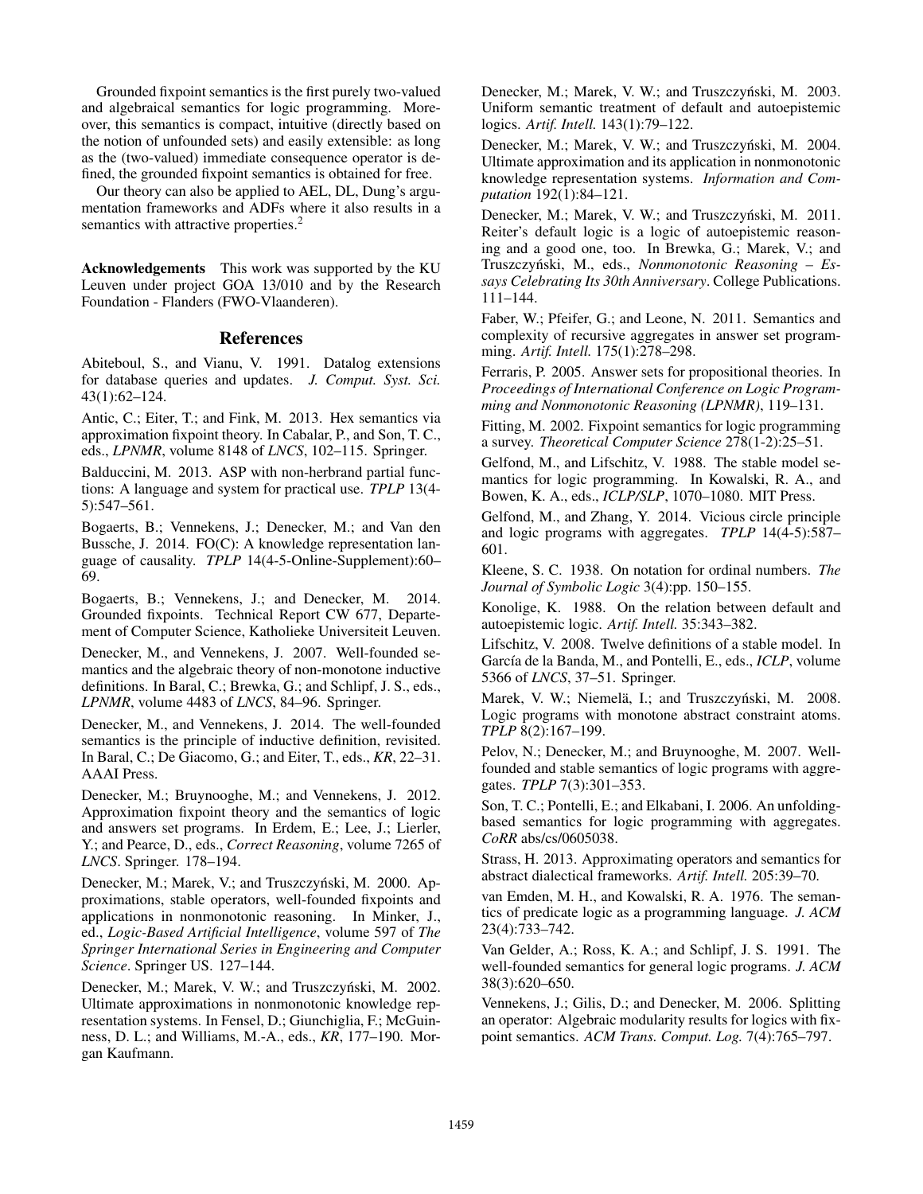Grounded fixpoint semantics is the first purely two-valued and algebraical semantics for logic programming. Moreover, this semantics is compact, intuitive (directly based on the notion of unfounded sets) and easily extensible: as long as the (two-valued) immediate consequence operator is defined, the grounded fixpoint semantics is obtained for free.

Our theory can also be applied to AEL, DL, Dung's argumentation frameworks and ADFs where it also results in a semantics with attractive properties.[2]

**Acknowledgements** This work was supported by the KU Leuven under project GOA 13/010 and by the Research Foundation - Flanders (FWO-Vlaanderen).

## References

Abiteboul, S., and Vianu, V. 1991. Datalog extensions for database queries and updates. *J. Comput. Syst. Sci.* 43(1):62–124.

Antic, C.; Eiter, T.; and Fink, M. 2013. Hex semantics via approximation fixpoint theory. In Cabalar, P., and Son, T. C., eds., *LPNMR*, volume 8148 of *LNCS*, 102–115. Springer.

Balduccini, M. 2013. ASP with non-herbrand partial functions: A language and system for practical use. *TPLP* 13(4-5):547–561.

Bogaerts, B.; Vennekens, J.; Denecker, M.; and Van den Bussche, J. 2014. FO(C): A knowledge representation language of causality. *TPLP* 14(4-5-Online-Supplement):60–69.

Bogaerts, B.; Vennekens, J.; and Denecker, M. 2014. Grounded fixpoints. Technical Report CW 677, Departement of Computer Science, Katholieke Universiteit Leuven.

Denecker, M., and Vennekens, J. 2007. Well-founded semantics and the algebraic theory of non-monotone inductive definitions. In Baral, C.; Brewka, G.; and Schlipf, J. S., eds., *LPNMR*, volume 4483 of *LNCS*, 84–96. Springer.

Denecker, M., and Vennekens, J. 2014. The well-founded semantics is the principle of inductive definition, revisited. In Baral, C.; De Giacomo, G.; and Eiter, T., eds., *KR*, 22–31. AAAI Press.

Denecker, M.; Bruynooghe, M.; and Vennekens, J. 2012. Approximation fixpoint theory and the semantics of logic and answers set programs. In Erdem, E.; Lee, J.; Lierler, Y.; and Pearce, D., eds., *Correct Reasoning*, volume 7265 of *LNCS*. Springer. 178–194.

Denecker, M.; Marek, V.; and Truszczyński, M. 2000. Approximations, stable operators, well-founded fixpoints and applications in nonmonotonic reasoning. In Minker, J., ed., *Logic-Based Artificial Intelligence*, volume 597 of *The Springer International Series in Engineering and Computer Science*. Springer US. 127–144.

Denecker, M.; Marek, V. W.; and Truszczyński, M. 2002. Ultimate approximations in nonmonotonic knowledge representation systems. In Fensel, D.; Giunchiglia, F.; McGuinness, D. L.; and Williams, M.-A., eds., *KR*, 177–190. Morgan Kaufmann.

Denecker, M.; Marek, V. W.; and Truszczyński, M. 2003. Uniform semantic treatment of default and autoepistemic logics. *Artif. Intell.* 143(1):79–122.

Denecker, M.; Marek, V. W.; and Truszczyński, M. 2004. Ultimate approximation and its application in nonmonotonic knowledge representation systems. *Information and Computation* 192(1):84–121.

Denecker, M.; Marek, V. W.; and Truszczyński, M. 2011. Reiter's default logic is a logic of autoepistemic reasoning and a good one, too. In Brewka, G.; Marek, V.; and Truszczyński, M., eds., *Nonmonotonic Reasoning – Essays Celebrating Its 30th Anniversary*. College Publications. 111–144.

Faber, W.; Pfeifer, G.; and Leone, N. 2011. Semantics and complexity of recursive aggregates in answer set programming. *Artif. Intell.* 175(1):278–298.

Ferraris, P. 2005. Answer sets for propositional theories. In *Proceedings of International Conference on Logic Programming and Nonmonotonic Reasoning (LPNMR)*, 119–131.

Fitting, M. 2002. Fixpoint semantics for logic programming a survey. *Theoretical Computer Science* 278(1-2):25–51.

Gelfond, M., and Lifschitz, V. 1988. The stable model semantics for logic programming. In Kowalski, R. A., and Bowen, K. A., eds., *ICLP/SLP*, 1070–1080. MIT Press.

Gelfond, M., and Zhang, Y. 2014. Vicious circle principle and logic programs with aggregates. *TPLP* 14(4-5):587–601.

Kleene, S. C. 1938. On notation for ordinal numbers. *The Journal of Symbolic Logic* 3(4):pp. 150–155.

Konolige, K. 1988. On the relation between default and autoepistemic logic. *Artif. Intell.* 35:343–382.

Lifschitz, V. 2008. Twelve definitions of a stable model. In García de la Banda, M., and Pontelli, E., eds., *ICLP*, volume 5366 of *LNCS*, 37–51. Springer.

Marek, V. W.; Niemelä, I.; and Truszczyński, M. 2008. Logic programs with monotone abstract constraint atoms. *TPLP* 8(2):167–199.

Pelov, N.; Denecker, M.; and Bruynooghe, M. 2007. Well-founded and stable semantics of logic programs with aggregates. *TPLP* 7(3):301–353.

Son, T. C.; Pontelli, E.; and Elkabani, I. 2006. An unfolding-based semantics for logic programming with aggregates. *CoRR* abs/cs/0605038.

Strass, H. 2013. Approximating operators and semantics for abstract dialectical frameworks. *Artif. Intell.* 205:39–70.

van Emden, M. H., and Kowalski, R. A. 1976. The semantics of predicate logic as a programming language. *J. ACM* 23(4):733–742.

Van Gelder, A.; Ross, K. A.; and Schlipf, J. S. 1991. The well-founded semantics for general logic programs. *J. ACM* 38(3):620–650.

Vennekens, J.; Gilis, D.; and Denecker, M. 2006. Splitting an operator: Algebraic modularity results for logics with fixpoint semantics. *ACM Trans. Comput. Log.* 7(4):765–797.